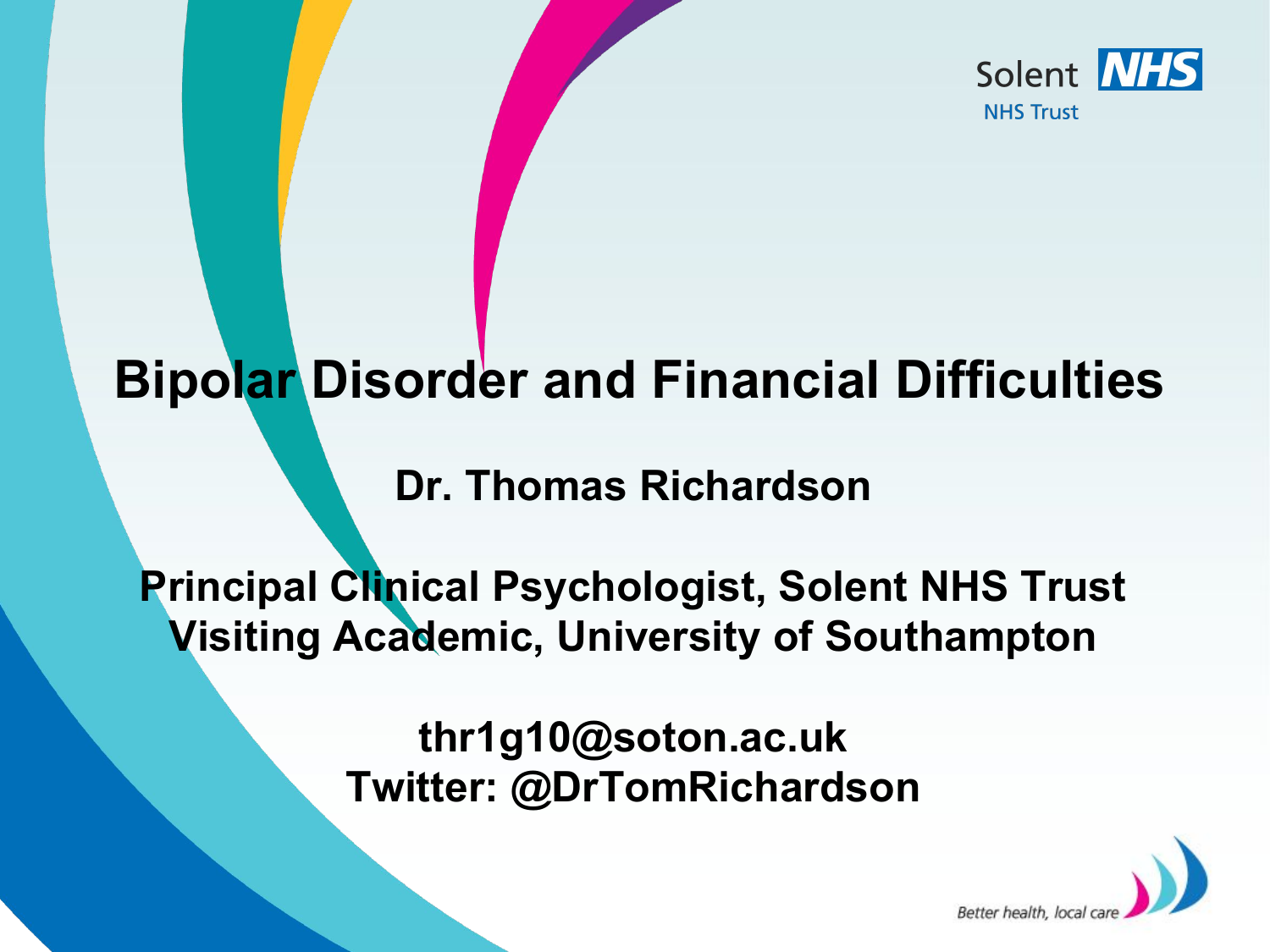Solent NHS

NHS Trust

# Bipolar Disorder and Financial Difficulties

**Dr. Thomas Richardson**

**Principal Clinical Psychologist, Solent NHS Trust**
**Visiting Academic, University of Southampton**

**thr1g10@soton.ac.uk**
**Twitter: @DrTomRichardson**

*Better health, local care*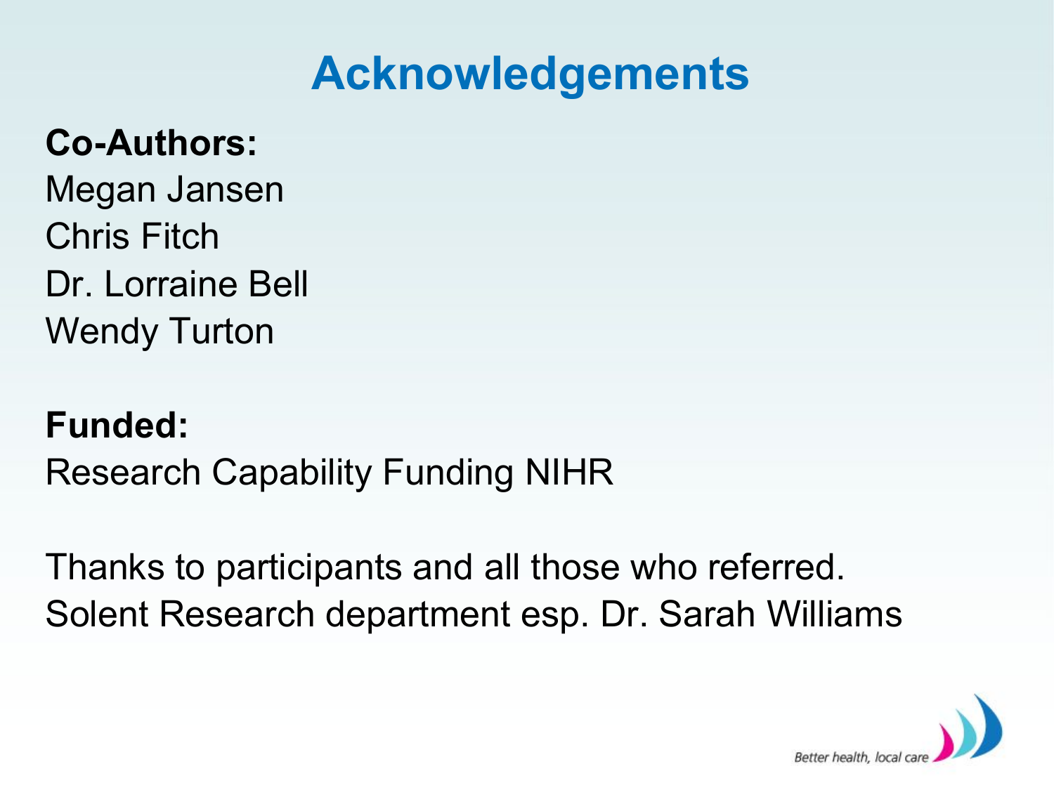# Acknowledgements

**Co-Authors:**

Megan Jansen
Chris Fitch
Dr. Lorraine Bell
Wendy Turton

**Funded:**

Research Capability Funding NIHR

Thanks to participants and all those who referred.
Solent Research department esp. Dr. Sarah Williams

Better health, local care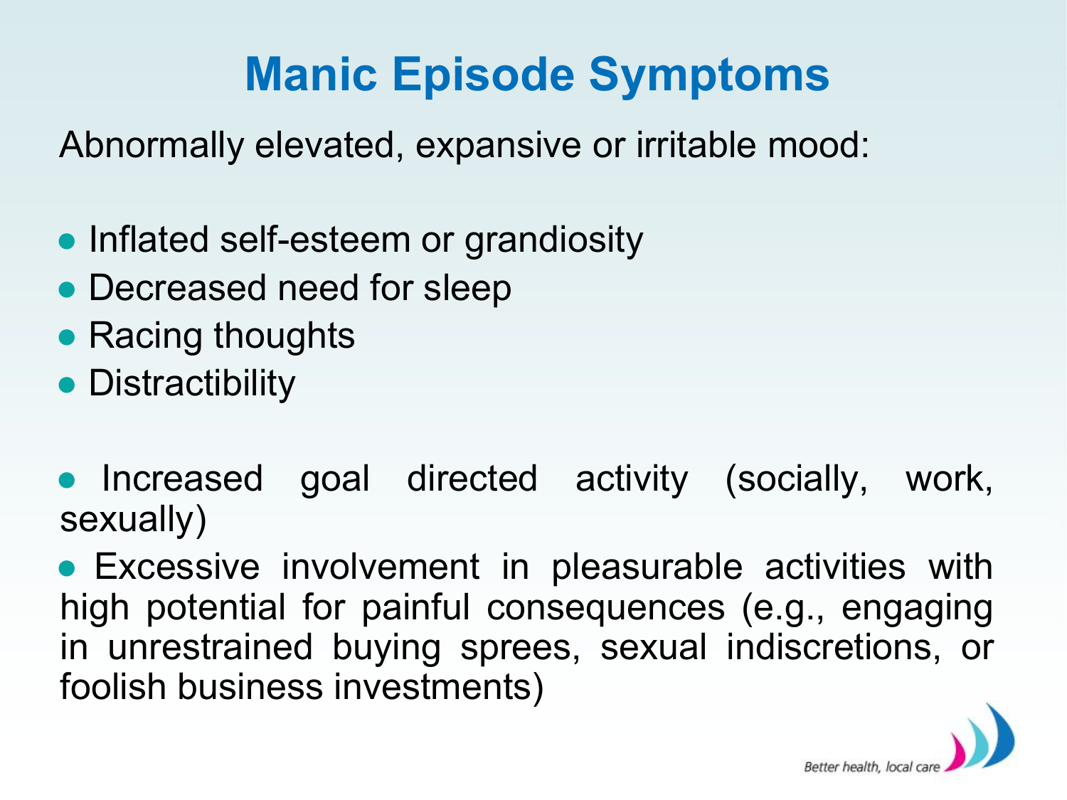# Manic Episode Symptoms

Abnormally elevated, expansive or irritable mood:

- Inflated self-esteem or grandiosity
- Decreased need for sleep
- Racing thoughts
- Distractibility

- Increased goal directed activity (socially, work, sexually)
- Excessive involvement in pleasurable activities with high potential for painful consequences (e.g., engaging in unrestrained buying sprees, sexual indiscretions, or foolish business investments)

Better health, local care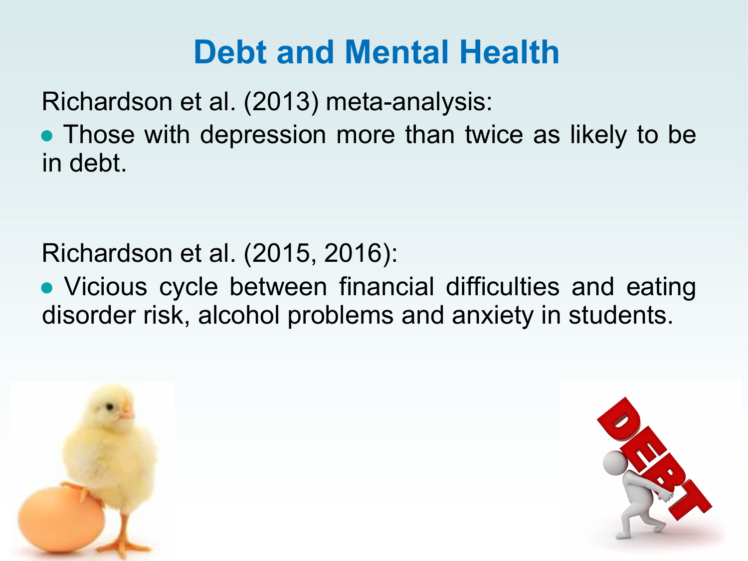# Debt and Mental Health

Richardson et al. (2013) meta-analysis:

- Those with depression more than twice as likely to be in debt.

Richardson et al. (2015, 2016):

- Vicious cycle between financial difficulties and eating disorder risk, alcohol problems and anxiety in students.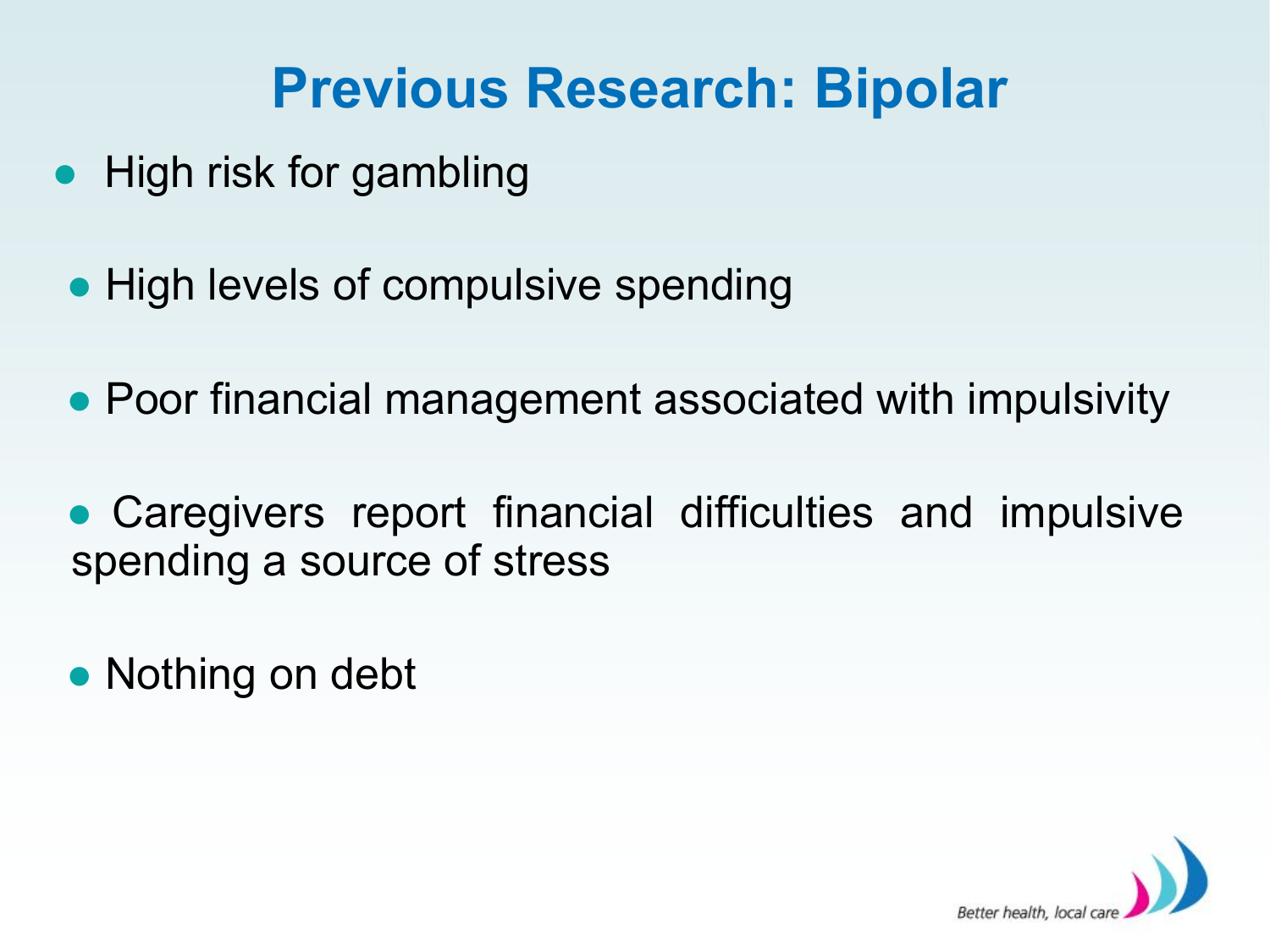# Previous Research: Bipolar

- High risk for gambling
- High levels of compulsive spending
- Poor financial management associated with impulsivity
- Caregivers report financial difficulties and impulsive spending a source of stress
- Nothing on debt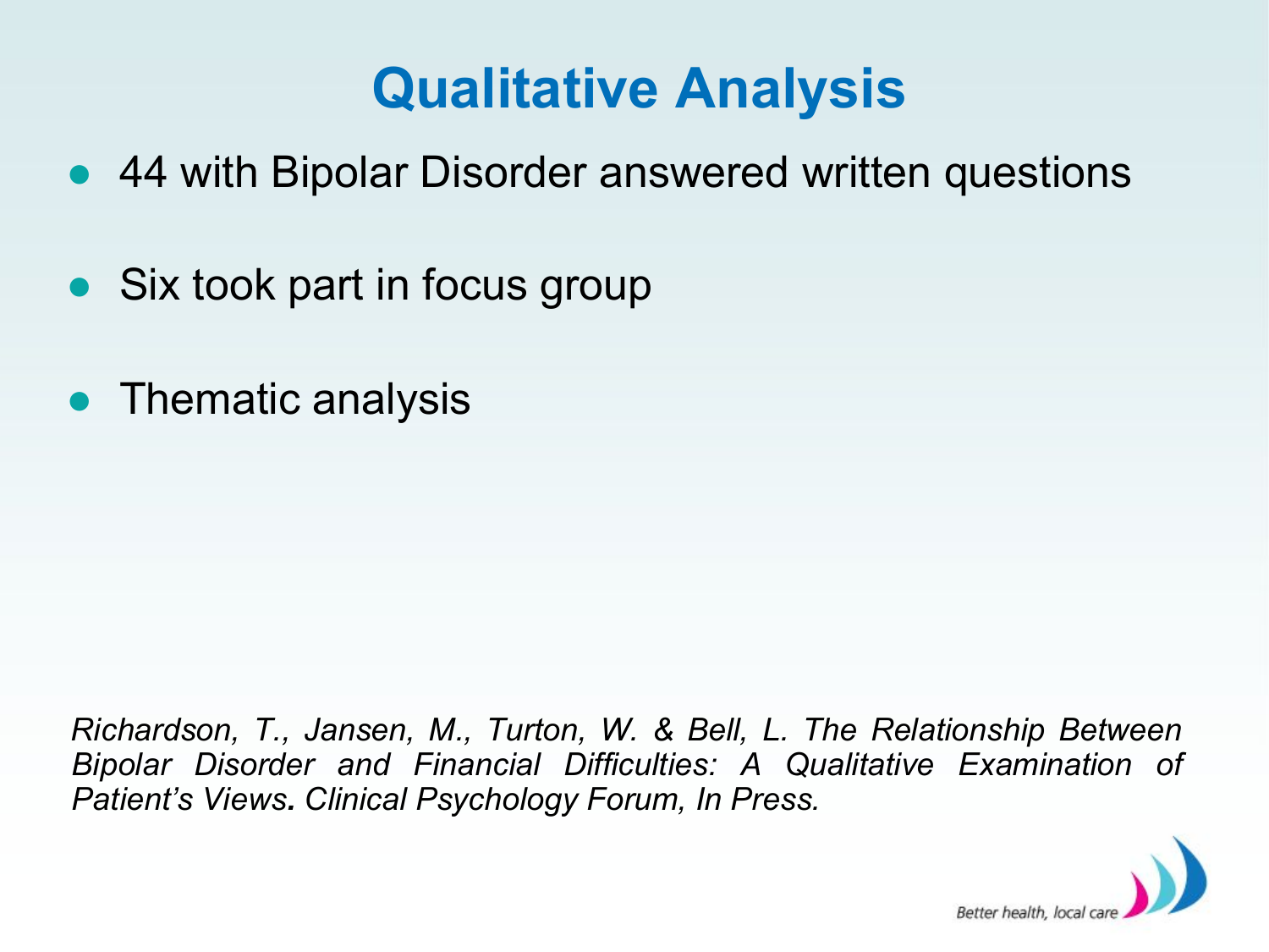# Qualitative Analysis

- 44 with Bipolar Disorder answered written questions
- Six took part in focus group
- Thematic analysis

*Richardson, T., Jansen, M., Turton, W. & Bell, L. The Relationship Between Bipolar Disorder and Financial Difficulties: A Qualitative Examination of Patient's Views. Clinical Psychology Forum, In Press.*

Better health, local care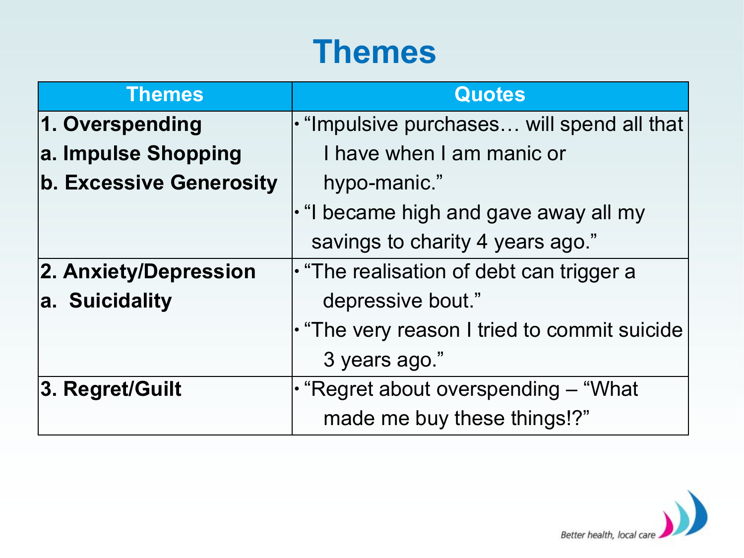# Themes

| Themes | Quotes |
| --- | --- |
| **1. Overspending**<br>**a. Impulse Shopping**<br>**b. Excessive Generosity** | • "Impulsive purchases… will spend all that I have when I am manic or hypo-manic."<br>• "I became high and gave away all my savings to charity 4 years ago." |
| **2. Anxiety/Depression**<br>**a. Suicidality** | • "The realisation of debt can trigger a depressive bout."<br>• "The very reason I tried to commit suicide 3 years ago." |
| **3. Regret/Guilt** | • "Regret about overspending – "What made me buy these things!?" |

Better health, local care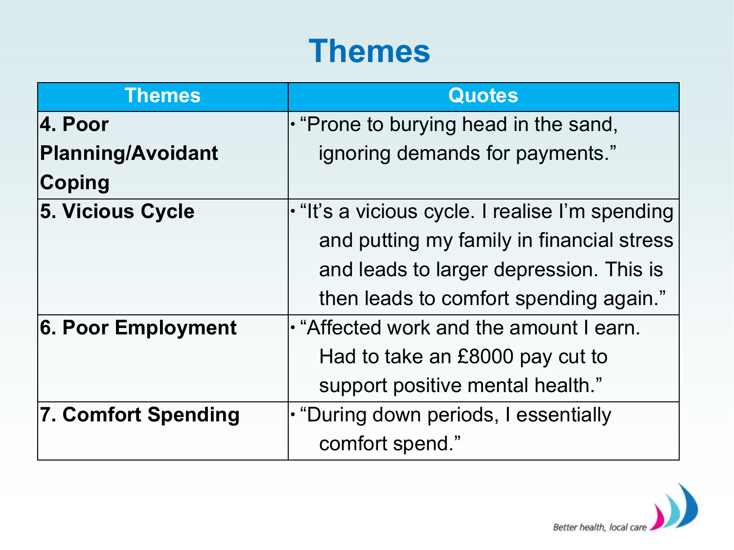# Themes

| Themes | Quotes |
| --- | --- |
| **4. Poor Planning/Avoidant Coping** | • "Prone to burying head in the sand, ignoring demands for payments." |
| **5. Vicious Cycle** | • "It's a vicious cycle. I realise I'm spending and putting my family in financial stress and leads to larger depression. This is then leads to comfort spending again." |
| **6. Poor Employment** | • "Affected work and the amount I earn. Had to take an £8000 pay cut to support positive mental health." |
| **7. Comfort Spending** | • "During down periods, I essentially comfort spend." |

Better health, local care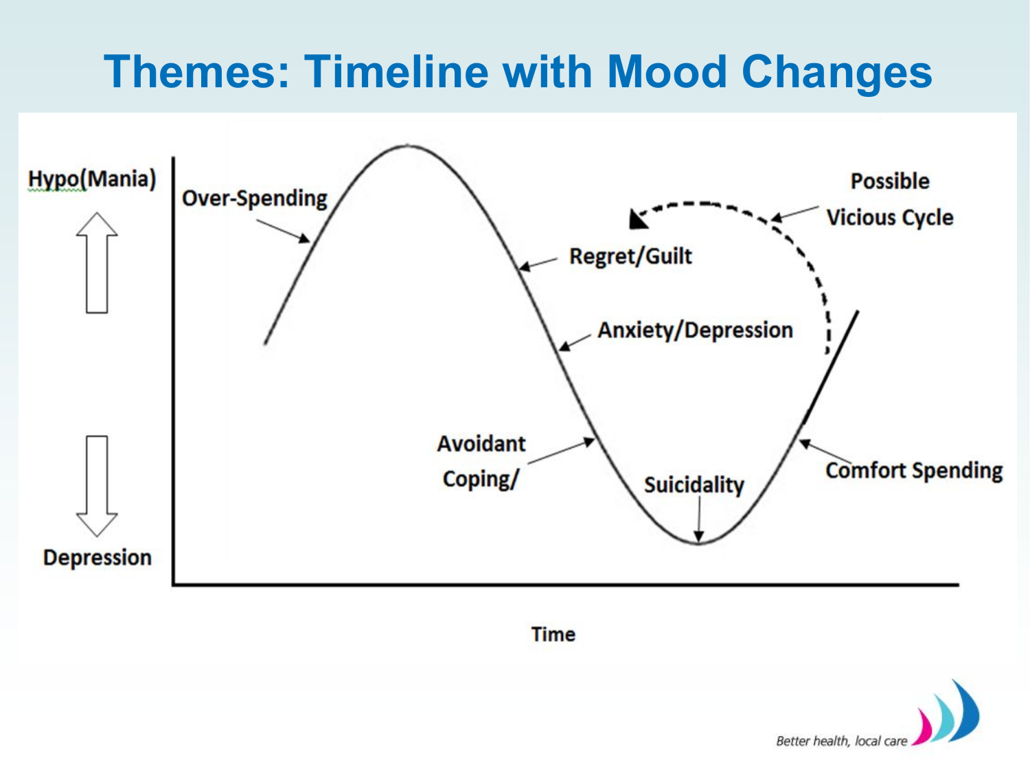# Themes: Timeline with Mood Changes

Hypo(Mania)

Depression

Over-Spending

Regret/Guilt

Anxiety/Depression

Avoidant Coping/

Suicidality

Comfort Spending

Possible Vicious Cycle

Time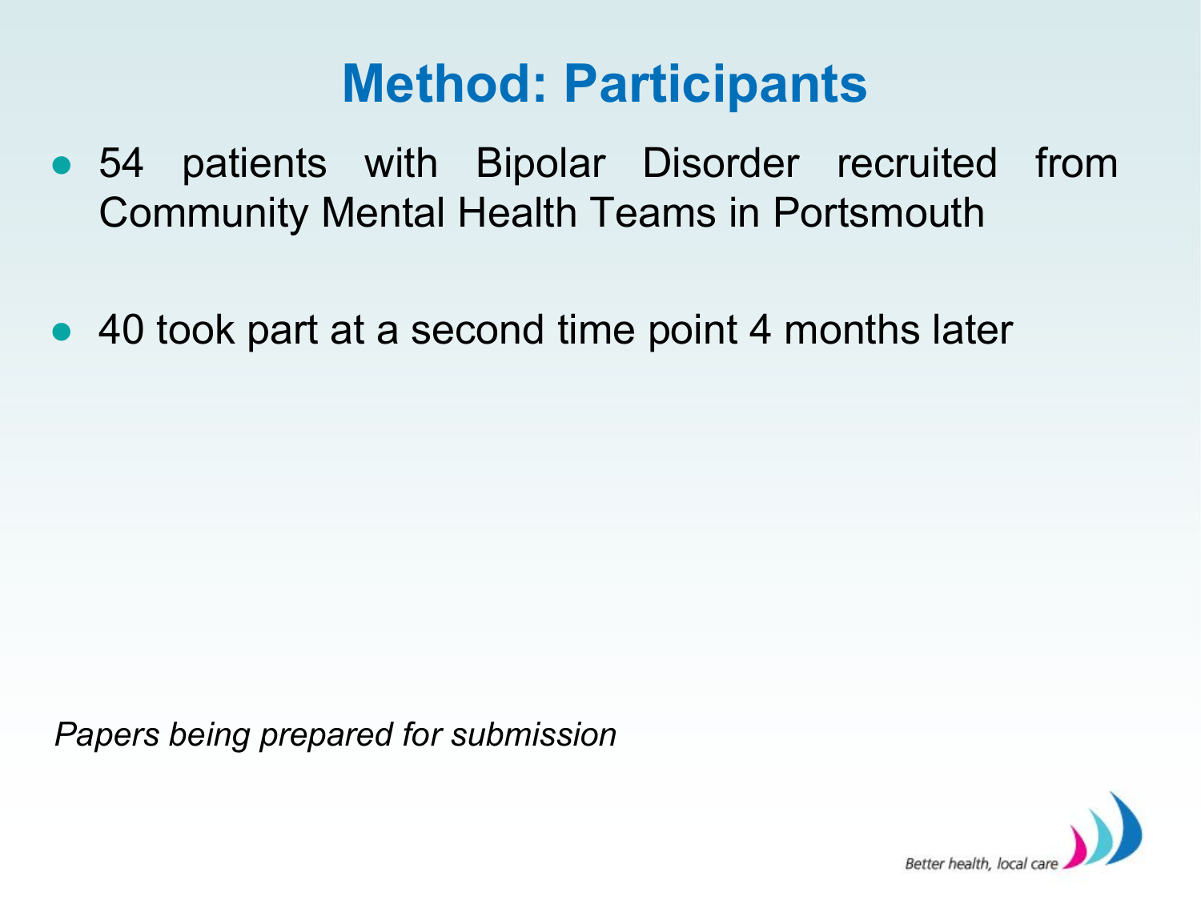# Method: Participants

- 54 patients with Bipolar Disorder recruited from Community Mental Health Teams in Portsmouth
- 40 took part at a second time point 4 months later

*Papers being prepared for submission*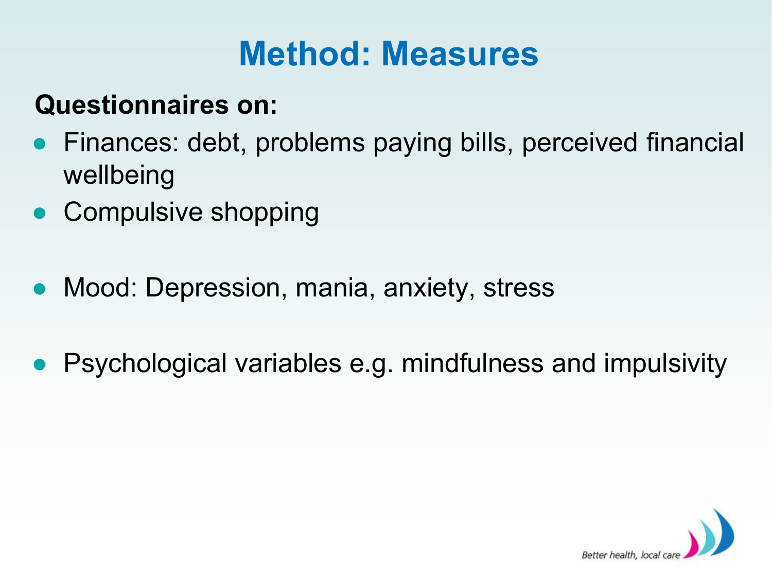# Method: Measures

**Questionnaires on:**

- Finances: debt, problems paying bills, perceived financial wellbeing
- Compulsive shopping
- Mood: Depression, mania, anxiety, stress
- Psychological variables e.g. mindfulness and impulsivity

*Better health, local care*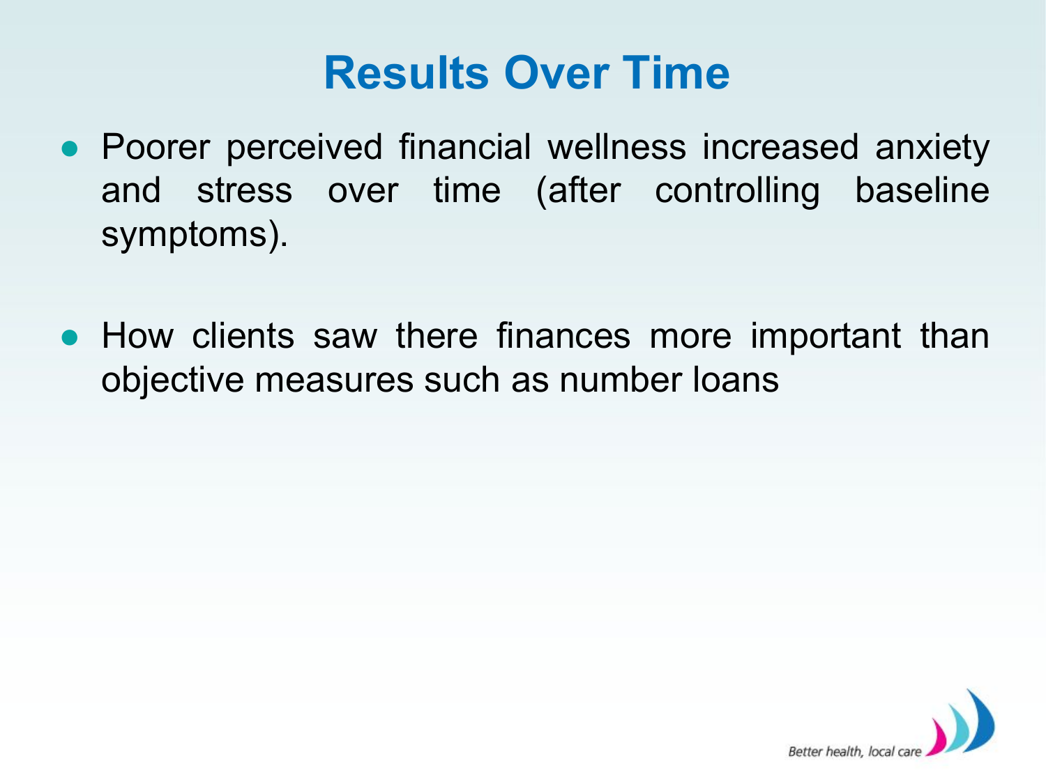# Results Over Time

- Poorer perceived financial wellness increased anxiety and stress over time (after controlling baseline symptoms).

- How clients saw there finances more important than objective measures such as number loans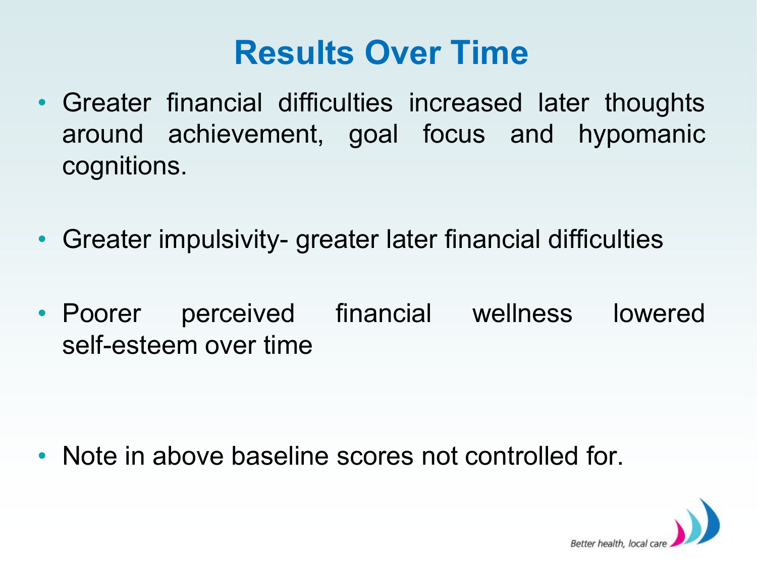# Results Over Time

- Greater financial difficulties increased later thoughts around achievement, goal focus and hypomanic cognitions.
- Greater impulsivity- greater later financial difficulties
- Poorer perceived financial wellness lowered self-esteem over time
- Note in above baseline scores not controlled for.

Better health, local care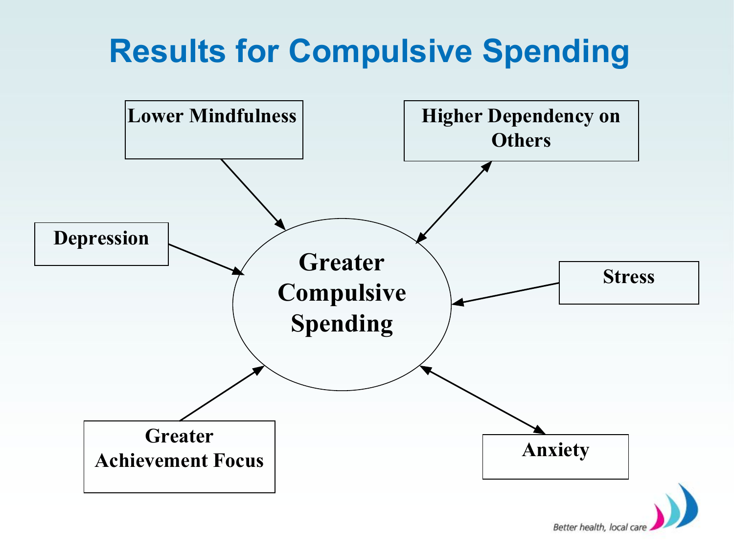# Results for Compulsive Spending

Lower Mindfulness

Higher Dependency on Others

Depression

Greater Compulsive Spending

Stress

Greater Achievement Focus

Anxiety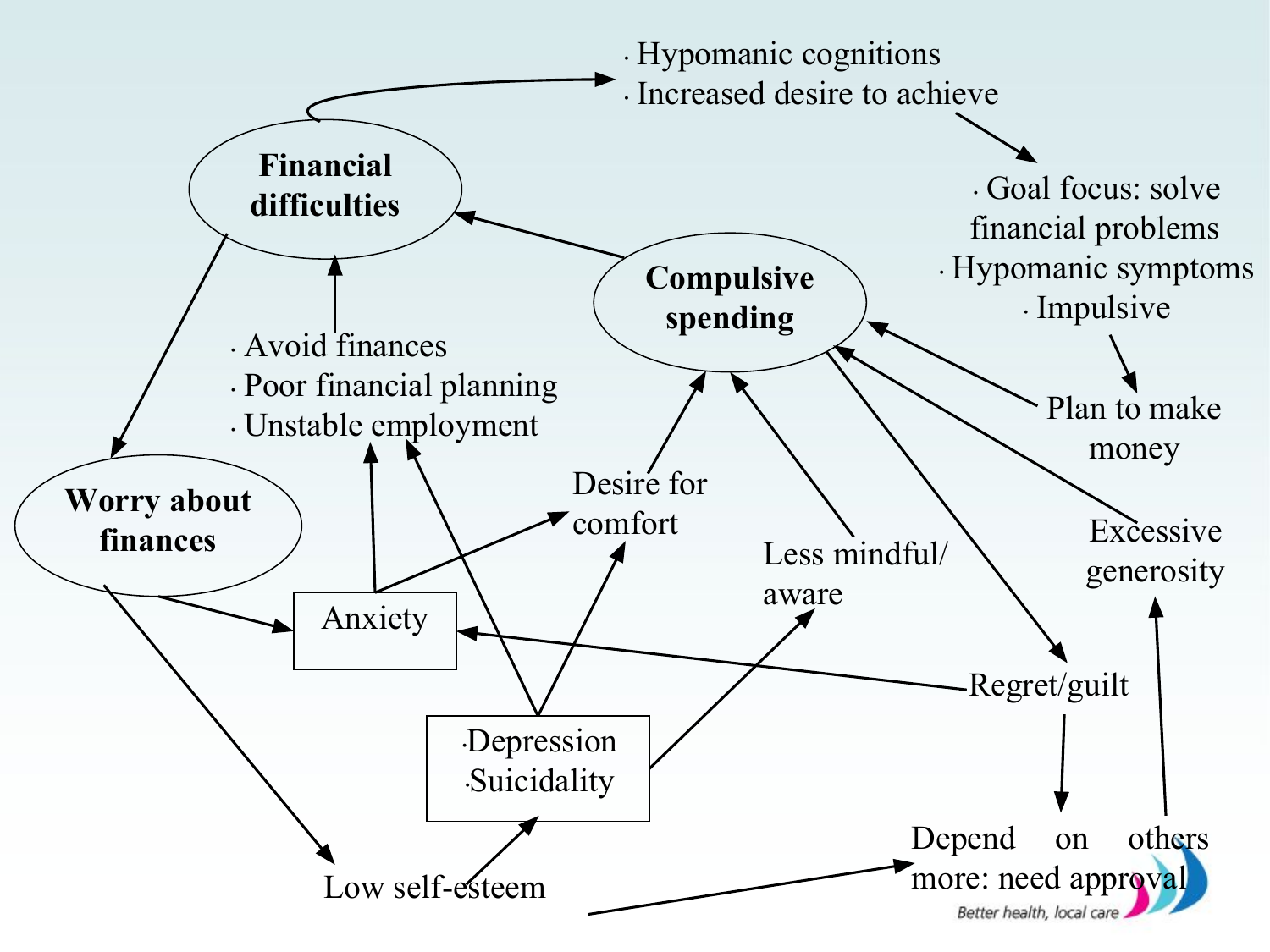**Financial difficulties**

- Hypomanic cognitions
- Increased desire to achieve

- Goal focus: solve financial problems
- Hypomanic symptoms
- Impulsive

**Compulsive spending**

Plan to make money

- Avoid finances
- Poor financial planning
- Unstable employment

**Worry about finances**

Desire for comfort

Less mindful/ aware

Excessive generosity

Anxiety

Regret/guilt

- Depression
- Suicidality

Depend on others more: need approval

Low self-esteem

Better health, local care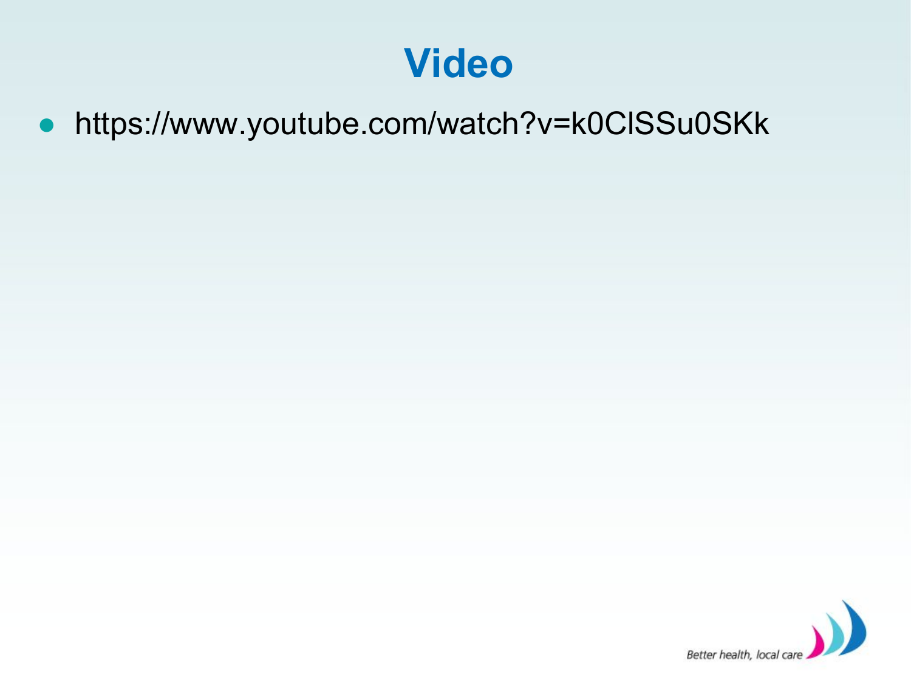# Video

- https://www.youtube.com/watch?v=k0ClSSu0SKk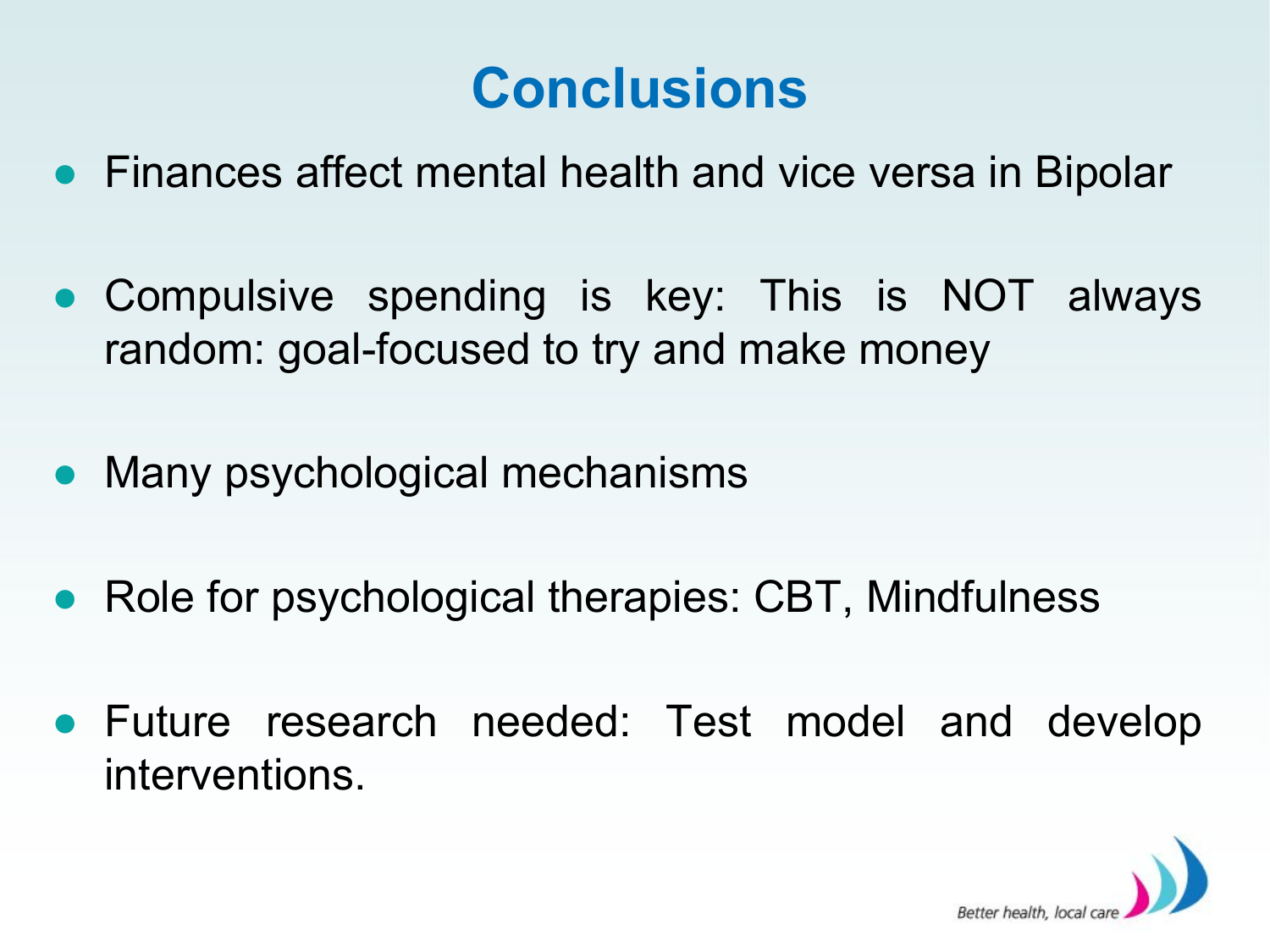# Conclusions

- Finances affect mental health and vice versa in Bipolar
- Compulsive spending is key: This is NOT always random: goal-focused to try and make money
- Many psychological mechanisms
- Role for psychological therapies: CBT, Mindfulness
- Future research needed: Test model and develop interventions.